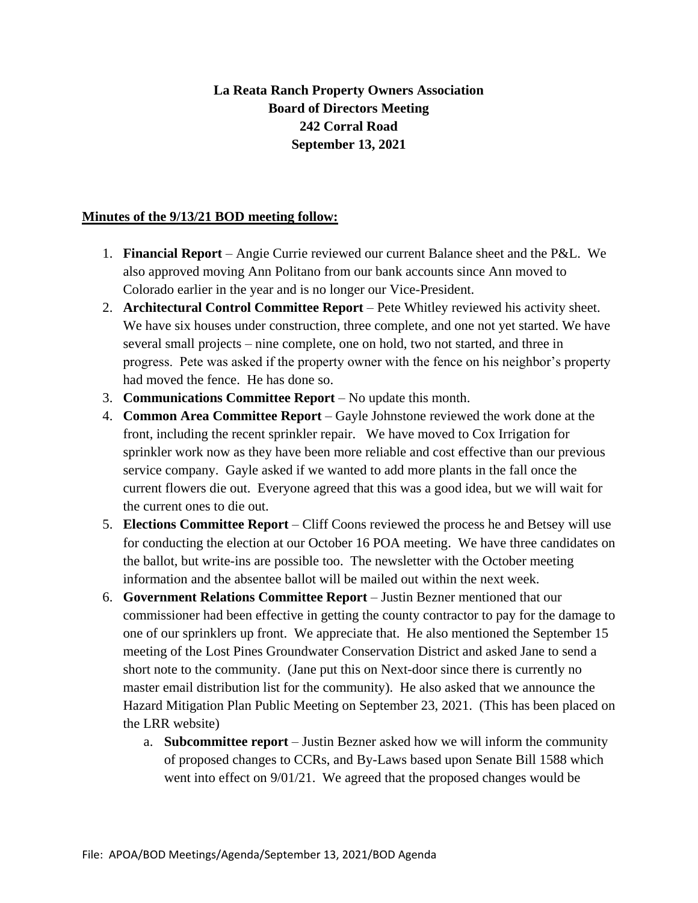**La Reata Ranch Property Owners Association**
**Board of Directors Meeting**
**242 Corral Road**
**September 13, 2021**

**Minutes of the 9/13/21 BOD meeting follow:**

1. **Financial Report** – Angie Currie reviewed our current Balance sheet and the P&L. We also approved moving Ann Politano from our bank accounts since Ann moved to Colorado earlier in the year and is no longer our Vice-President.
2. **Architectural Control Committee Report** – Pete Whitley reviewed his activity sheet. We have six houses under construction, three complete, and one not yet started. We have several small projects – nine complete, one on hold, two not started, and three in progress. Pete was asked if the property owner with the fence on his neighbor's property had moved the fence. He has done so.
3. **Communications Committee Report** – No update this month.
4. **Common Area Committee Report** – Gayle Johnstone reviewed the work done at the front, including the recent sprinkler repair. We have moved to Cox Irrigation for sprinkler work now as they have been more reliable and cost effective than our previous service company. Gayle asked if we wanted to add more plants in the fall once the current flowers die out. Everyone agreed that this was a good idea, but we will wait for the current ones to die out.
5. **Elections Committee Report** – Cliff Coons reviewed the process he and Betsey will use for conducting the election at our October 16 POA meeting. We have three candidates on the ballot, but write-ins are possible too. The newsletter with the October meeting information and the absentee ballot will be mailed out within the next week.
6. **Government Relations Committee Report** – Justin Bezner mentioned that our commissioner had been effective in getting the county contractor to pay for the damage to one of our sprinklers up front. We appreciate that. He also mentioned the September 15 meeting of the Lost Pines Groundwater Conservation District and asked Jane to send a short note to the community. (Jane put this on Next-door since there is currently no master email distribution list for the community). He also asked that we announce the Hazard Mitigation Plan Public Meeting on September 23, 2021. (This has been placed on the LRR website)
    a. **Subcommittee report** – Justin Bezner asked how we will inform the community of proposed changes to CCRs, and By-Laws based upon Senate Bill 1588 which went into effect on 9/01/21. We agreed that the proposed changes would be

File: APOA/BOD Meetings/Agenda/September 13, 2021/BOD Agenda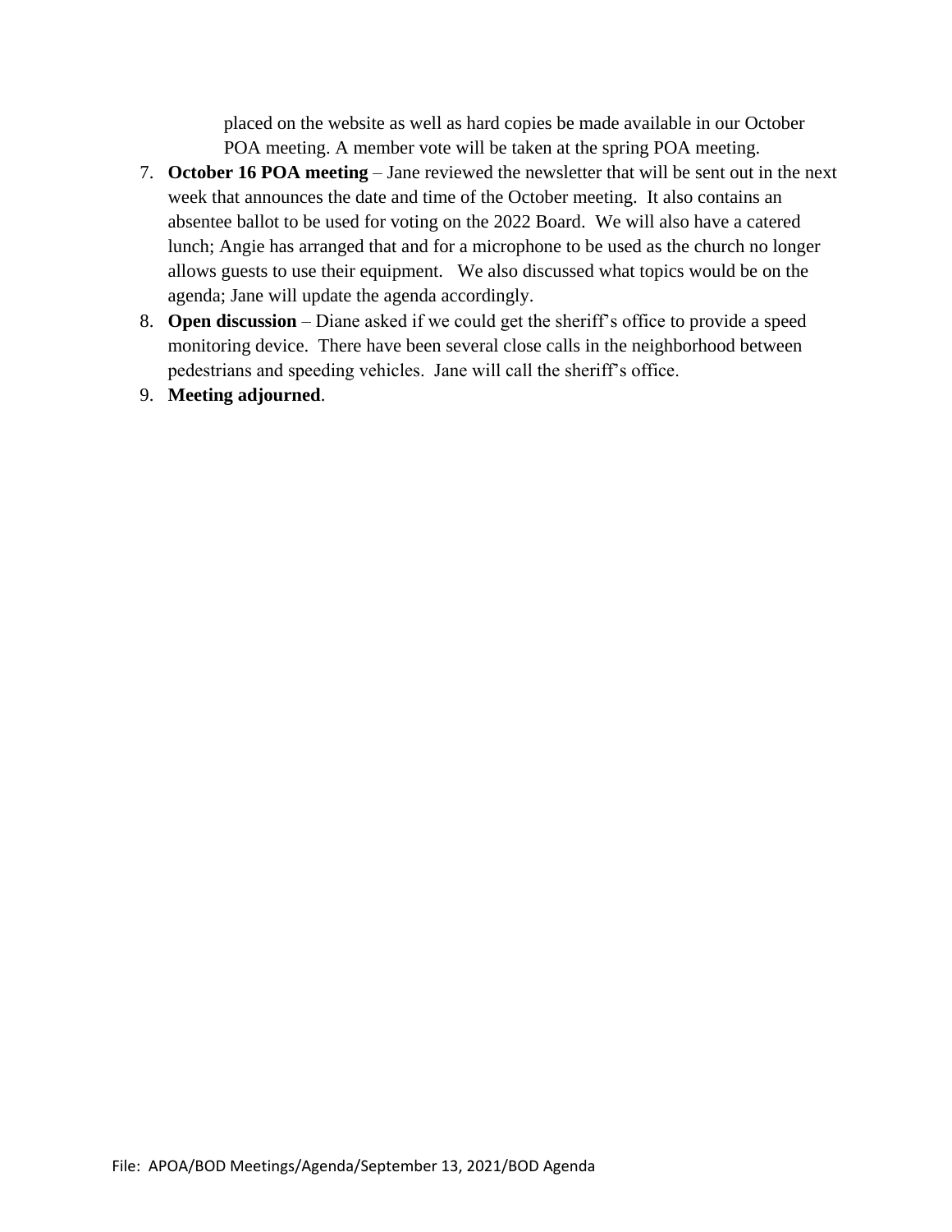placed on the website as well as hard copies be made available in our October POA meeting. A member vote will be taken at the spring POA meeting.

7. **October 16 POA meeting** – Jane reviewed the newsletter that will be sent out in the next week that announces the date and time of the October meeting. It also contains an absentee ballot to be used for voting on the 2022 Board. We will also have a catered lunch; Angie has arranged that and for a microphone to be used as the church no longer allows guests to use their equipment. We also discussed what topics would be on the agenda; Jane will update the agenda accordingly.
8. **Open discussion** – Diane asked if we could get the sheriff's office to provide a speed monitoring device. There have been several close calls in the neighborhood between pedestrians and speeding vehicles. Jane will call the sheriff's office.
9. **Meeting adjourned**.

File: APOA/BOD Meetings/Agenda/September 13, 2021/BOD Agenda